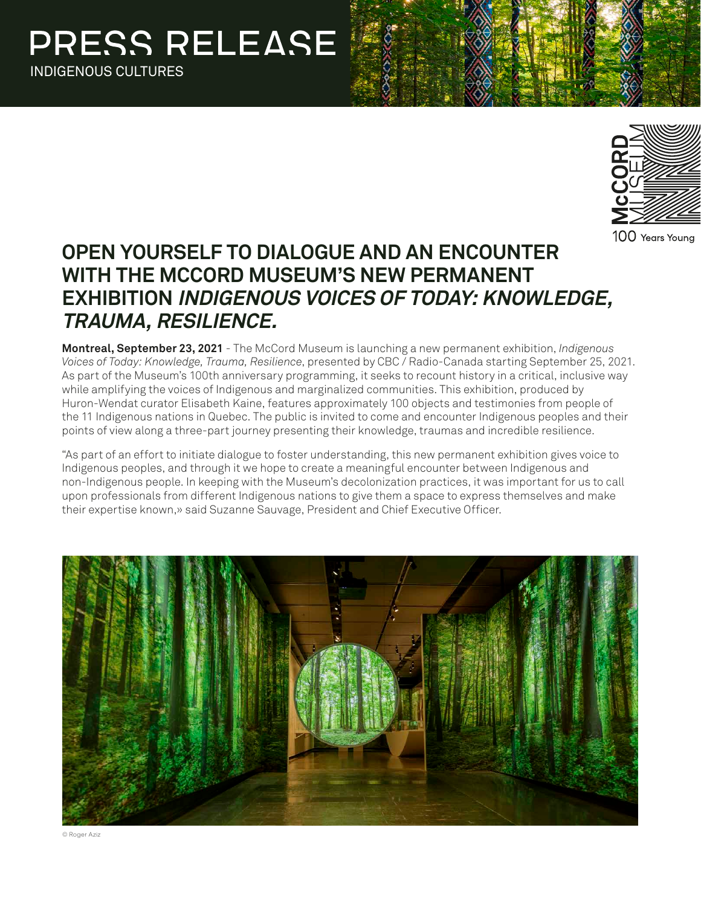# PRESS RELEASE

INDIGENOUS CULTURES

McCORD MUSEUM
100 Years Young

## OPEN YOURSELF TO DIALOGUE AND AN ENCOUNTER WITH THE MCCORD MUSEUM'S NEW PERMANENT EXHIBITION *INDIGENOUS VOICES OF TODAY: KNOWLEDGE, TRAUMA, RESILIENCE.*

**Montreal, September 23, 2021** - The McCord Museum is launching a new permanent exhibition, *Indigenous Voices of Today: Knowledge, Trauma, Resilience*, presented by CBC / Radio-Canada starting September 25, 2021. As part of the Museum's 100th anniversary programming, it seeks to recount history in a critical, inclusive way while amplifying the voices of Indigenous and marginalized communities. This exhibition, produced by Huron-Wendat curator Elisabeth Kaine, features approximately 100 objects and testimonies from people of the 11 Indigenous nations in Quebec. The public is invited to come and encounter Indigenous peoples and their points of view along a three-part journey presenting their knowledge, traumas and incredible resilience.

"As part of an effort to initiate dialogue to foster understanding, this new permanent exhibition gives voice to Indigenous peoples, and through it we hope to create a meaningful encounter between Indigenous and non-Indigenous people. In keeping with the Museum's decolonization practices, it was important for us to call upon professionals from different Indigenous nations to give them a space to express themselves and make their expertise known,» said Suzanne Sauvage, President and Chief Executive Officer.

© Roger Aziz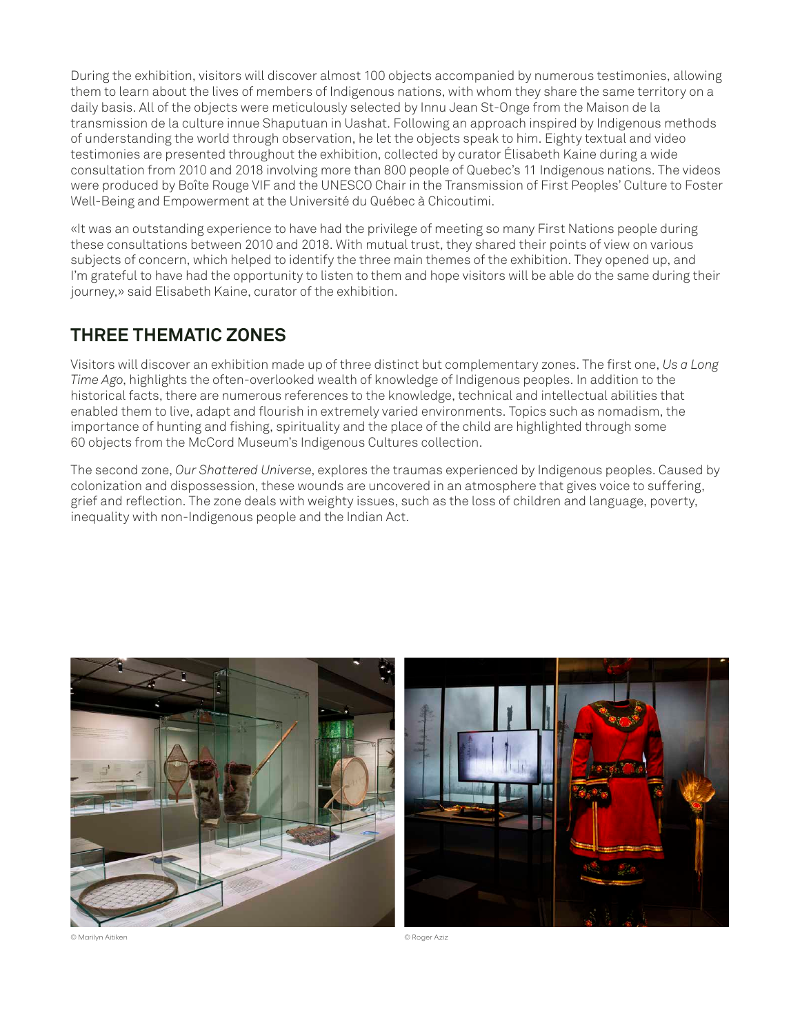During the exhibition, visitors will discover almost 100 objects accompanied by numerous testimonies, allowing them to learn about the lives of members of Indigenous nations, with whom they share the same territory on a daily basis. All of the objects were meticulously selected by Innu Jean St-Onge from the Maison de la transmission de la culture innue Shaputuan in Uashat. Following an approach inspired by Indigenous methods of understanding the world through observation, he let the objects speak to him. Eighty textual and video testimonies are presented throughout the exhibition, collected by curator Élisabeth Kaine during a wide consultation from 2010 and 2018 involving more than 800 people of Quebec's 11 Indigenous nations. The videos were produced by Boîte Rouge VIF and the UNESCO Chair in the Transmission of First Peoples' Culture to Foster Well-Being and Empowerment at the Université du Québec à Chicoutimi.

«It was an outstanding experience to have had the privilege of meeting so many First Nations people during these consultations between 2010 and 2018. With mutual trust, they shared their points of view on various subjects of concern, which helped to identify the three main themes of the exhibition. They opened up, and I'm grateful to have had the opportunity to listen to them and hope visitors will be able do the same during their journey,» said Elisabeth Kaine, curator of the exhibition.

## THREE THEMATIC ZONES

Visitors will discover an exhibition made up of three distinct but complementary zones. The first one, *Us a Long Time Ago*, highlights the often-overlooked wealth of knowledge of Indigenous peoples. In addition to the historical facts, there are numerous references to the knowledge, technical and intellectual abilities that enabled them to live, adapt and flourish in extremely varied environments. Topics such as nomadism, the importance of hunting and fishing, spirituality and the place of the child are highlighted through some 60 objects from the McCord Museum's Indigenous Cultures collection.

The second zone, *Our Shattered Universe*, explores the traumas experienced by Indigenous peoples. Caused by colonization and dispossession, these wounds are uncovered in an atmosphere that gives voice to suffering, grief and reflection. The zone deals with weighty issues, such as the loss of children and language, poverty, inequality with non-Indigenous people and the Indian Act.

© Marilyn Aitiken

© Roger Aziz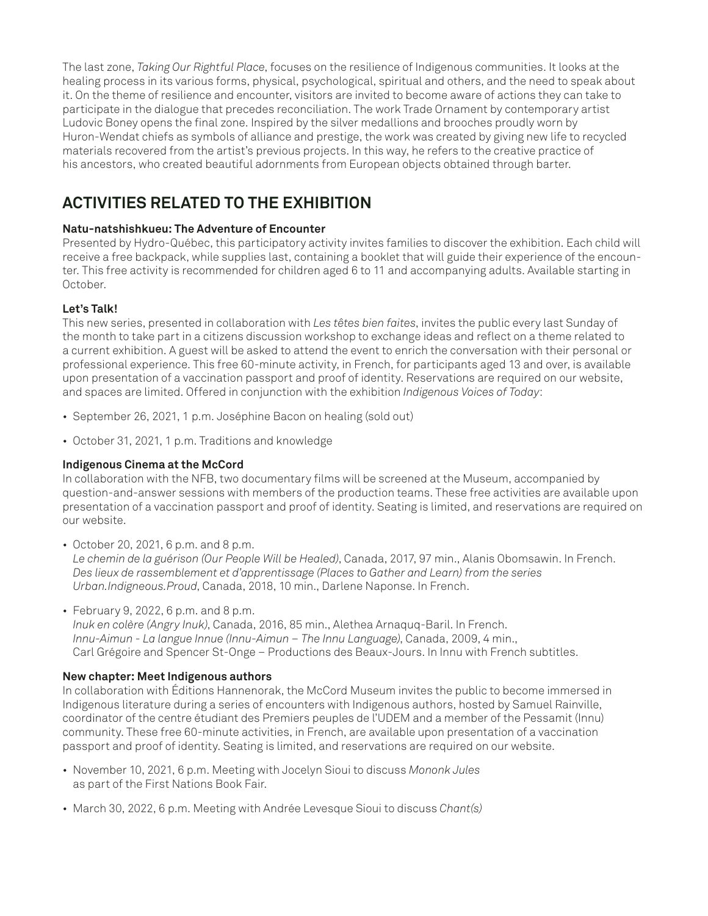The last zone, *Taking Our Rightful Place*, focuses on the resilience of Indigenous communities. It looks at the healing process in its various forms, physical, psychological, spiritual and others, and the need to speak about it. On the theme of resilience and encounter, visitors are invited to become aware of actions they can take to participate in the dialogue that precedes reconciliation. The work Trade Ornament by contemporary artist Ludovic Boney opens the final zone. Inspired by the silver medallions and brooches proudly worn by Huron-Wendat chiefs as symbols of alliance and prestige, the work was created by giving new life to recycled materials recovered from the artist's previous projects. In this way, he refers to the creative practice of his ancestors, who created beautiful adornments from European objects obtained through barter.

## ACTIVITIES RELATED TO THE EXHIBITION

**Natu-natshishkueu: The Adventure of Encounter**
Presented by Hydro-Québec, this participatory activity invites families to discover the exhibition. Each child will receive a free backpack, while supplies last, containing a booklet that will guide their experience of the encounter. This free activity is recommended for children aged 6 to 11 and accompanying adults. Available starting in October.

**Let's Talk!**
This new series, presented in collaboration with *Les têtes bien faites*, invites the public every last Sunday of the month to take part in a citizens discussion workshop to exchange ideas and reflect on a theme related to a current exhibition. A guest will be asked to attend the event to enrich the conversation with their personal or professional experience. This free 60-minute activity, in French, for participants aged 13 and over, is available upon presentation of a vaccination passport and proof of identity. Reservations are required on our website, and spaces are limited. Offered in conjunction with the exhibition *Indigenous Voices of Today*:

- September 26, 2021, 1 p.m. Joséphine Bacon on healing (sold out)
- October 31, 2021, 1 p.m. Traditions and knowledge

**Indigenous Cinema at the McCord**
In collaboration with the NFB, two documentary films will be screened at the Museum, accompanied by question-and-answer sessions with members of the production teams. These free activities are available upon presentation of a vaccination passport and proof of identity. Seating is limited, and reservations are required on our website.

- October 20, 2021, 6 p.m. and 8 p.m.
  *Le chemin de la guérison (Our People Will be Healed)*, Canada, 2017, 97 min., Alanis Obomsawin. In French.
  *Des lieux de rassemblement et d'apprentissage (Places to Gather and Learn) from the series Urban.Indigneous.Proud*, Canada, 2018, 10 min., Darlene Naponse. In French.
- February 9, 2022, 6 p.m. and 8 p.m.
  *Inuk en colère (Angry Inuk)*, Canada, 2016, 85 min., Alethea Arnaquq-Baril. In French.
  *Innu-Aimun - La langue Innue (Innu-Aimun – The Innu Language)*, Canada, 2009, 4 min., Carl Grégoire and Spencer St-Onge – Productions des Beaux-Jours. In Innu with French subtitles.

**New chapter: Meet Indigenous authors**
In collaboration with Éditions Hannenorak, the McCord Museum invites the public to become immersed in Indigenous literature during a series of encounters with Indigenous authors, hosted by Samuel Rainville, coordinator of the centre étudiant des Premiers peuples de l'UDEM and a member of the Pessamit (Innu) community. These free 60-minute activities, in French, are available upon presentation of a vaccination passport and proof of identity. Seating is limited, and reservations are required on our website.

- November 10, 2021, 6 p.m. Meeting with Jocelyn Sioui to discuss *Mononk Jules* as part of the First Nations Book Fair.
- March 30, 2022, 6 p.m. Meeting with Andrée Levesque Sioui to discuss *Chant(s)*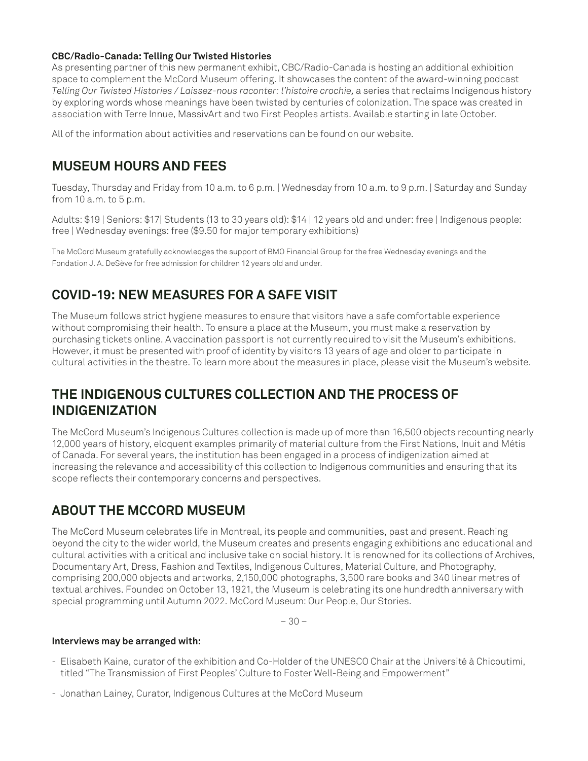**CBC/Radio-Canada: Telling Our Twisted Histories**
As presenting partner of this new permanent exhibit, CBC/Radio-Canada is hosting an additional exhibition space to complement the McCord Museum offering. It showcases the content of the award-winning podcast *Telling Our Twisted Histories / Laissez-nous raconter: l'histoire crochie,* a series that reclaims Indigenous history by exploring words whose meanings have been twisted by centuries of colonization. The space was created in association with Terre Innue, MassivArt and two First Peoples artists. Available starting in late October.

All of the information about activities and reservations can be found on our website.

## MUSEUM HOURS AND FEES

Tuesday, Thursday and Friday from 10 a.m. to 6 p.m. | Wednesday from 10 a.m. to 9 p.m. | Saturday and Sunday from 10 a.m. to 5 p.m.

Adults: $19 | Seniors: $17| Students (13 to 30 years old): $14 | 12 years old and under: free | Indigenous people: free | Wednesday evenings: free ($9.50 for major temporary exhibitions)

The McCord Museum gratefully acknowledges the support of BMO Financial Group for the free Wednesday evenings and the Fondation J. A. DeSève for free admission for children 12 years old and under.

## COVID-19: NEW MEASURES FOR A SAFE VISIT

The Museum follows strict hygiene measures to ensure that visitors have a safe comfortable experience without compromising their health. To ensure a place at the Museum, you must make a reservation by purchasing tickets online. A vaccination passport is not currently required to visit the Museum's exhibitions. However, it must be presented with proof of identity by visitors 13 years of age and older to participate in cultural activities in the theatre. To learn more about the measures in place, please visit the Museum's website.

## THE INDIGENOUS CULTURES COLLECTION AND THE PROCESS OF INDIGENIZATION

The McCord Museum's Indigenous Cultures collection is made up of more than 16,500 objects recounting nearly 12,000 years of history, eloquent examples primarily of material culture from the First Nations, Inuit and Métis of Canada. For several years, the institution has been engaged in a process of indigenization aimed at increasing the relevance and accessibility of this collection to Indigenous communities and ensuring that its scope reflects their contemporary concerns and perspectives.

## ABOUT THE MCCORD MUSEUM

The McCord Museum celebrates life in Montreal, its people and communities, past and present. Reaching beyond the city to the wider world, the Museum creates and presents engaging exhibitions and educational and cultural activities with a critical and inclusive take on social history. It is renowned for its collections of Archives, Documentary Art, Dress, Fashion and Textiles, Indigenous Cultures, Material Culture, and Photography, comprising 200,000 objects and artworks, 2,150,000 photographs, 3,500 rare books and 340 linear metres of textual archives. Founded on October 13, 1921, the Museum is celebrating its one hundredth anniversary with special programming until Autumn 2022. McCord Museum: Our People, Our Stories.

– 30 –

**Interviews may be arranged with:**

- Elisabeth Kaine, curator of the exhibition and Co-Holder of the UNESCO Chair at the Université à Chicoutimi, titled "The Transmission of First Peoples' Culture to Foster Well-Being and Empowerment"
- Jonathan Lainey, Curator, Indigenous Cultures at the McCord Museum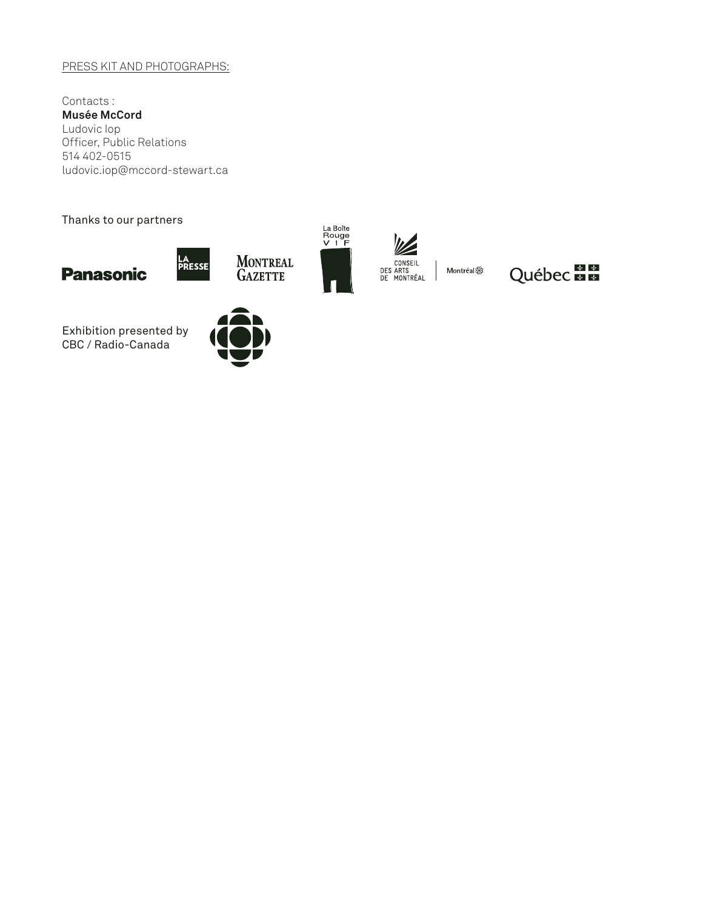PRESS KIT AND PHOTOGRAPHS:

Contacts :
**Musée McCord**
Ludovic Iop
Officer, Public Relations
514 402-0515
ludovic.iop@mccord-stewart.ca

Thanks to our partners

Exhibition presented by
CBC / Radio-Canada